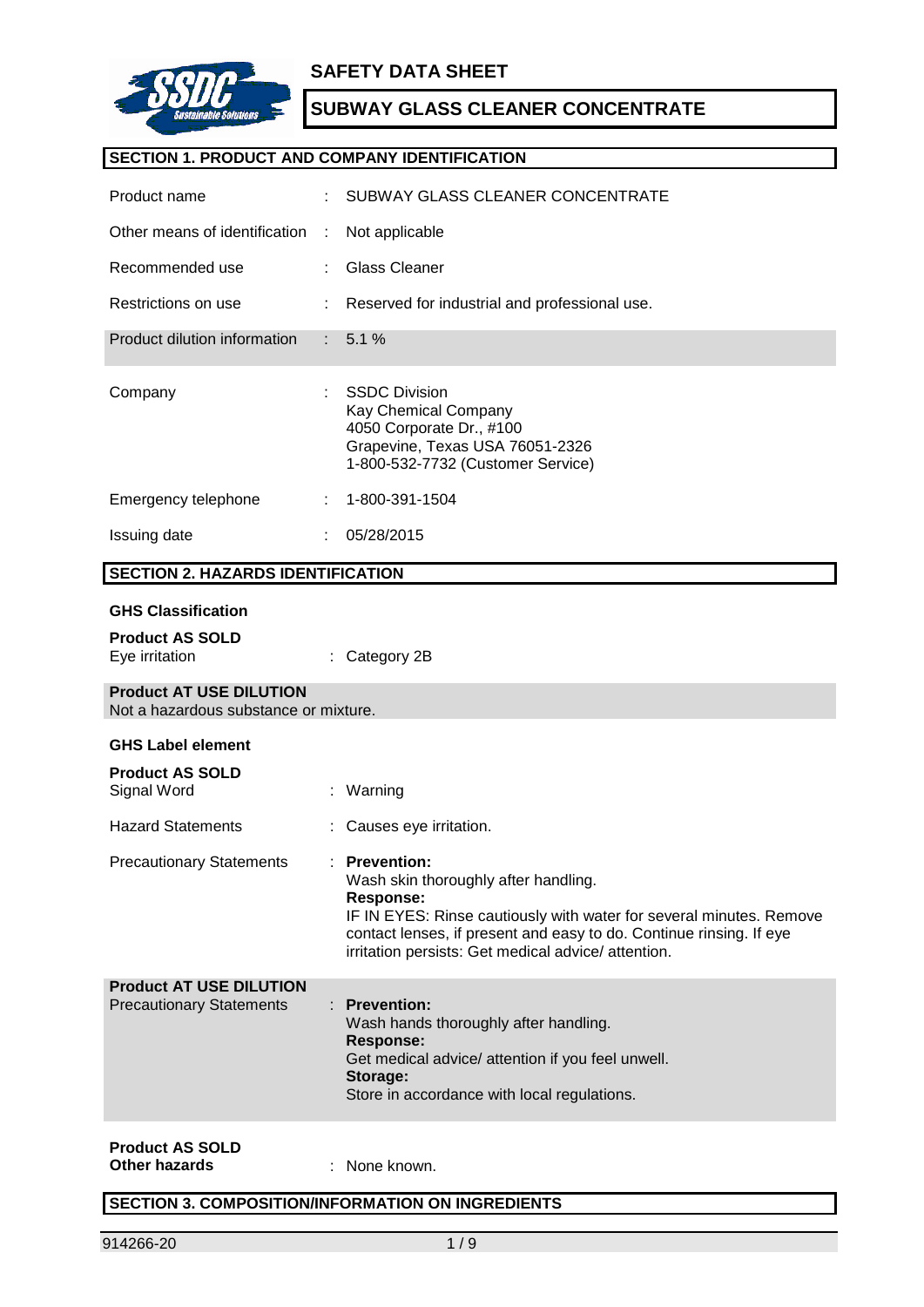# SAFETY DATA SHEET

## SUBWAY GLASS CLEANER CONCENTRATE

## SECTION 1. PRODUCT AND COMPANY IDENTIFICATION

| | | |
|---|---|---|
| Product name | : | SUBWAY GLASS CLEANER CONCENTRATE |
| Other means of identification | : | Not applicable |
| Recommended use | : | Glass Cleaner |
| Restrictions on use | : | Reserved for industrial and professional use. |
| Product dilution information | : | 5.1 % |
| Company | : | SSDC Division<br>Kay Chemical Company<br>4050 Corporate Dr., #100<br>Grapevine, Texas USA 76051-2326<br>1-800-532-7732 (Customer Service) |
| Emergency telephone | : | 1-800-391-1504 |
| Issuing date | : | 05/28/2015 |

## SECTION 2. HAZARDS IDENTIFICATION

**GHS Classification**

**Product AS SOLD**

Eye irritation : Category 2B

**Product AT USE DILUTION**

Not a hazardous substance or mixture.

**GHS Label element**

**Product AS SOLD**

Signal Word : Warning

Hazard Statements : Causes eye irritation.

Precautionary Statements :

**Prevention:**
Wash skin thoroughly after handling.

**Response:**
IF IN EYES: Rinse cautiously with water for several minutes. Remove contact lenses, if present and easy to do. Continue rinsing. If eye irritation persists: Get medical advice/ attention.

**Product AT USE DILUTION**

Precautionary Statements :

**Prevention:**
Wash hands thoroughly after handling.

**Response:**
Get medical advice/ attention if you feel unwell.

**Storage:**
Store in accordance with local regulations.

**Product AS SOLD**

**Other hazards** : None known.

## SECTION 3. COMPOSITION/INFORMATION ON INGREDIENTS

914266-20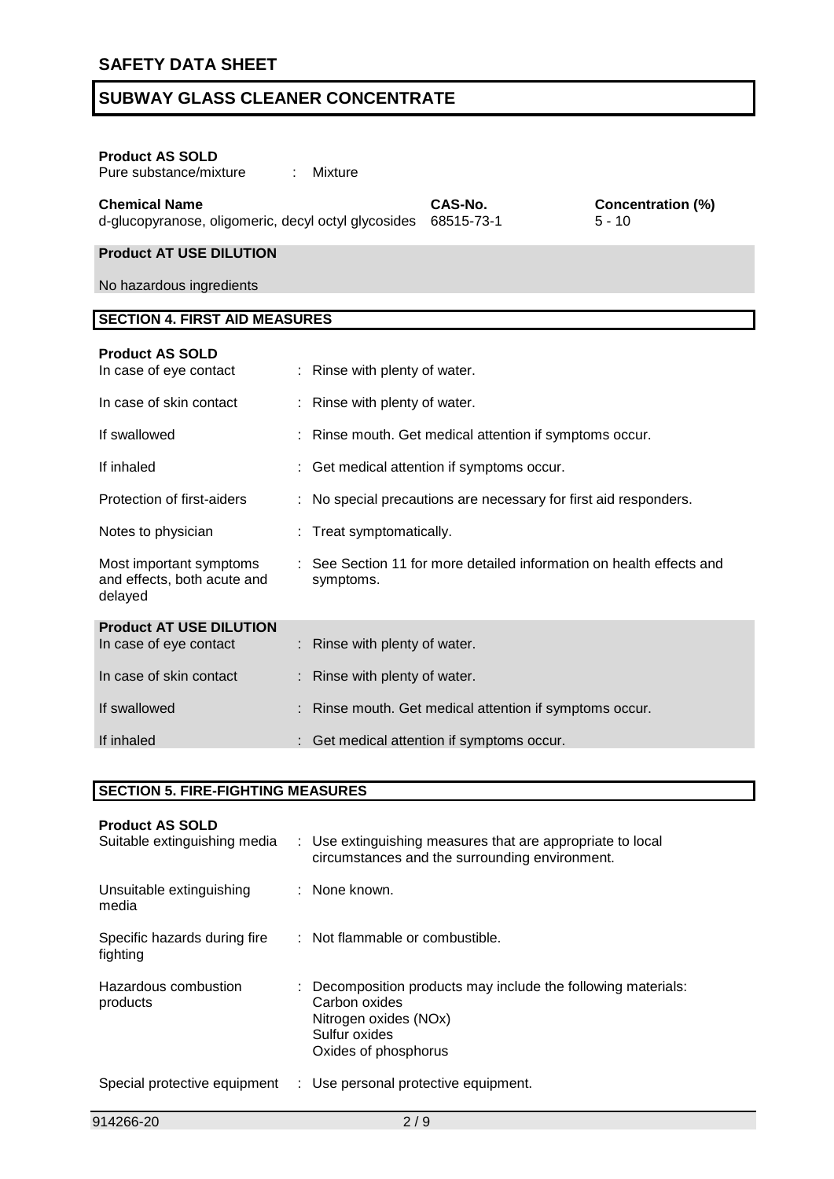**Product AS SOLD**

Pure substance/mixture : Mixture

| Chemical Name | CAS-No. | Concentration (%) |
| --- | --- | --- |
| d-glucopyranose, oligomeric, decyl octyl glycosides | 68515-73-1 | 5 - 10 |

**Product AT USE DILUTION**

No hazardous ingredients

## SECTION 4. FIRST AID MEASURES

**Product AS SOLD**

In case of eye contact : Rinse with plenty of water.

In case of skin contact : Rinse with plenty of water.

If swallowed : Rinse mouth. Get medical attention if symptoms occur.

If inhaled : Get medical attention if symptoms occur.

Protection of first-aiders : No special precautions are necessary for first aid responders.

Notes to physician : Treat symptomatically.

Most important symptoms and effects, both acute and delayed : See Section 11 for more detailed information on health effects and symptoms.

**Product AT USE DILUTION**

In case of eye contact : Rinse with plenty of water.

In case of skin contact : Rinse with plenty of water.

If swallowed : Rinse mouth. Get medical attention if symptoms occur.

If inhaled : Get medical attention if symptoms occur.

## SECTION 5. FIRE-FIGHTING MEASURES

**Product AS SOLD**

Suitable extinguishing media : Use extinguishing measures that are appropriate to local circumstances and the surrounding environment.

Unsuitable extinguishing media : None known.

Specific hazards during fire fighting : Not flammable or combustible.

Hazardous combustion products : Decomposition products may include the following materials:
Carbon oxides
Nitrogen oxides (NOx)
Sulfur oxides
Oxides of phosphorus

Special protective equipment : Use personal protective equipment.

914266-20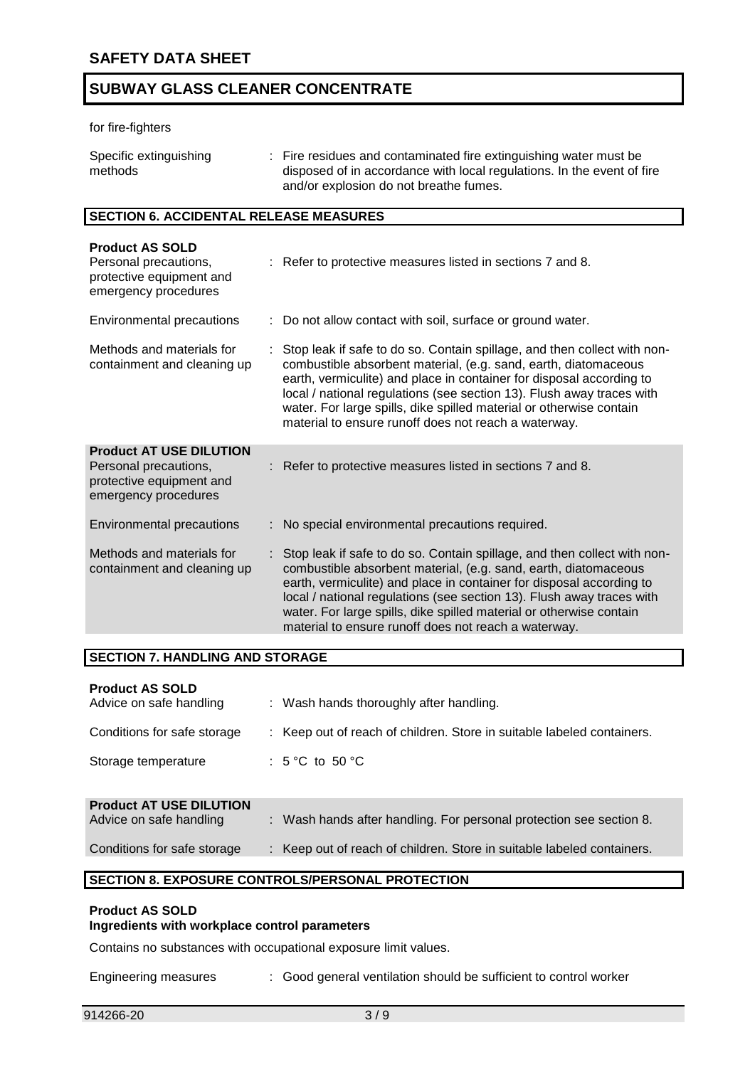for fire-fighters

| | |
|---|---|
| Specific extinguishing methods | : Fire residues and contaminated fire extinguishing water must be disposed of in accordance with local regulations. In the event of fire and/or explosion do not breathe fumes. |

## SECTION 6. ACCIDENTAL RELEASE MEASURES

**Product AS SOLD**

| | |
|---|---|
| Personal precautions, protective equipment and emergency procedures | : Refer to protective measures listed in sections 7 and 8. |
| Environmental precautions | : Do not allow contact with soil, surface or ground water. |
| Methods and materials for containment and cleaning up | : Stop leak if safe to do so. Contain spillage, and then collect with non-combustible absorbent material, (e.g. sand, earth, diatomaceous earth, vermiculite) and place in container for disposal according to local / national regulations (see section 13). Flush away traces with water. For large spills, dike spilled material or otherwise contain material to ensure runoff does not reach a waterway. |

**Product AT USE DILUTION**

| | |
|---|---|
| Personal precautions, protective equipment and emergency procedures | : Refer to protective measures listed in sections 7 and 8. |
| Environmental precautions | : No special environmental precautions required. |
| Methods and materials for containment and cleaning up | : Stop leak if safe to do so. Contain spillage, and then collect with non-combustible absorbent material, (e.g. sand, earth, diatomaceous earth, vermiculite) and place in container for disposal according to local / national regulations (see section 13). Flush away traces with water. For large spills, dike spilled material or otherwise contain material to ensure runoff does not reach a waterway. |

## SECTION 7. HANDLING AND STORAGE

**Product AS SOLD**

| | |
|---|---|
| Advice on safe handling | : Wash hands thoroughly after handling. |
| Conditions for safe storage | : Keep out of reach of children. Store in suitable labeled containers. |
| Storage temperature | : 5 °C to 50 °C |

**Product AT USE DILUTION**

| | |
|---|---|
| Advice on safe handling | : Wash hands after handling. For personal protection see section 8. |
| Conditions for safe storage | : Keep out of reach of children. Store in suitable labeled containers. |

## SECTION 8. EXPOSURE CONTROLS/PERSONAL PROTECTION

**Product AS SOLD**
**Ingredients with workplace control parameters**

Contains no substances with occupational exposure limit values.

| | |
|---|---|
| Engineering measures | : Good general ventilation should be sufficient to control worker |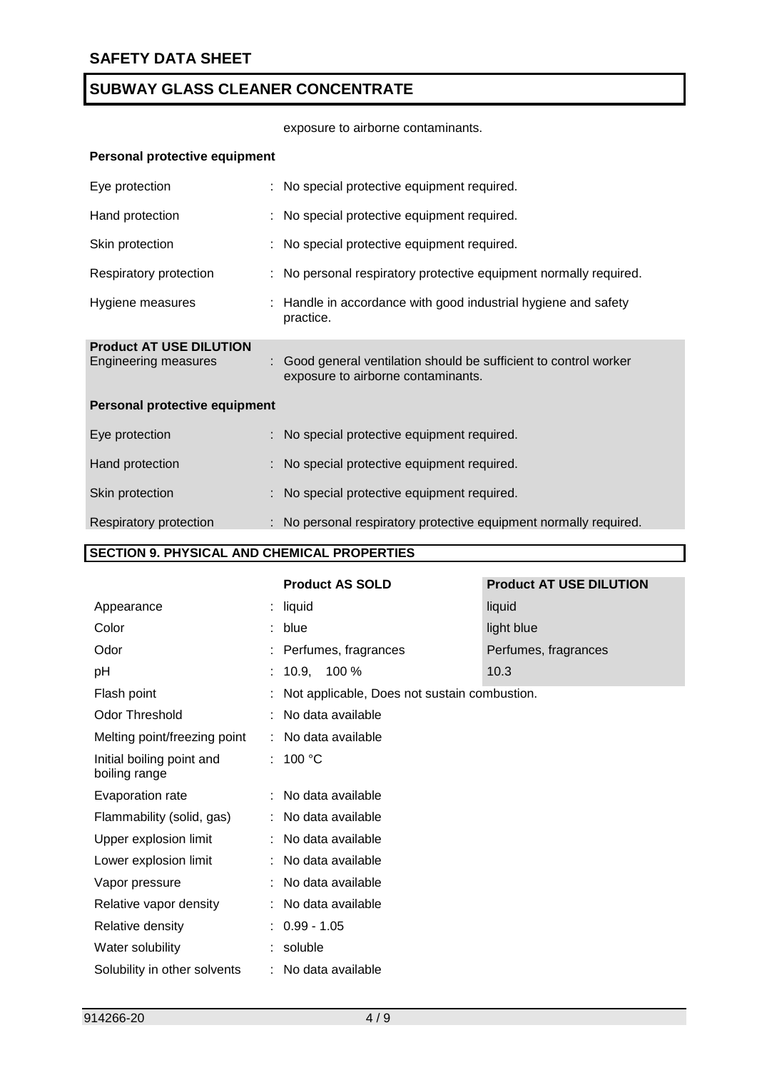exposure to airborne contaminants.

**Personal protective equipment**

| | |
|---|---|
| Eye protection | : No special protective equipment required. |
| Hand protection | : No special protective equipment required. |
| Skin protection | : No special protective equipment required. |
| Respiratory protection | : No personal respiratory protective equipment normally required. |
| Hygiene measures | : Handle in accordance with good industrial hygiene and safety practice. |

**Product AT USE DILUTION**

| | |
|---|---|
| Engineering measures | : Good general ventilation should be sufficient to control worker exposure to airborne contaminants. |

**Personal protective equipment**

| | |
|---|---|
| Eye protection | : No special protective equipment required. |
| Hand protection | : No special protective equipment required. |
| Skin protection | : No special protective equipment required. |
| Respiratory protection | : No personal respiratory protective equipment normally required. |

## SECTION 9. PHYSICAL AND CHEMICAL PROPERTIES

| | Product AS SOLD | Product AT USE DILUTION |
|---|---|---|
| Appearance | : liquid | liquid |
| Color | : blue | light blue |
| Odor | : Perfumes, fragrances | Perfumes, fragrances |
| pH | : 10.9, 100 % | 10.3 |
| Flash point | : Not applicable, Does not sustain combustion. | |
| Odor Threshold | : No data available | |
| Melting point/freezing point | : No data available | |
| Initial boiling point and boiling range | : 100 °C | |
| Evaporation rate | : No data available | |
| Flammability (solid, gas) | : No data available | |
| Upper explosion limit | : No data available | |
| Lower explosion limit | : No data available | |
| Vapor pressure | : No data available | |
| Relative vapor density | : No data available | |
| Relative density | : 0.99 - 1.05 | |
| Water solubility | : soluble | |
| Solubility in other solvents | : No data available | |

914266-20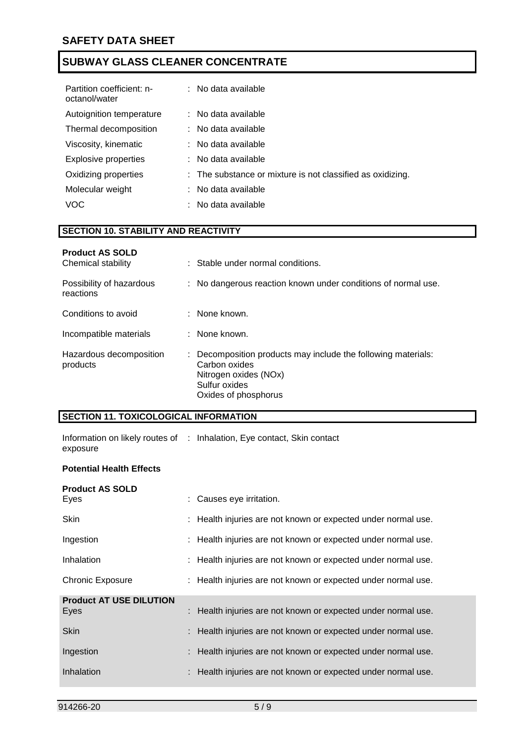| | |
|---|---|
| Partition coefficient: n-octanol/water | : No data available |
| Autoignition temperature | : No data available |
| Thermal decomposition | : No data available |
| Viscosity, kinematic | : No data available |
| Explosive properties | : No data available |
| Oxidizing properties | : The substance or mixture is not classified as oxidizing. |
| Molecular weight | : No data available |
| VOC | : No data available |

## SECTION 10. STABILITY AND REACTIVITY

**Product AS SOLD**

| | |
|---|---|
| Chemical stability | : Stable under normal conditions. |
| Possibility of hazardous reactions | : No dangerous reaction known under conditions of normal use. |
| Conditions to avoid | : None known. |
| Incompatible materials | : None known. |
| Hazardous decomposition products | : Decomposition products may include the following materials:<br>Carbon oxides<br>Nitrogen oxides (NOx)<br>Sulfur oxides<br>Oxides of phosphorus |

## SECTION 11. TOXICOLOGICAL INFORMATION

| | |
|---|---|
| Information on likely routes of exposure | : Inhalation, Eye contact, Skin contact |

**Potential Health Effects**

**Product AS SOLD**

| | |
|---|---|
| Eyes | : Causes eye irritation. |
| Skin | : Health injuries are not known or expected under normal use. |
| Ingestion | : Health injuries are not known or expected under normal use. |
| Inhalation | : Health injuries are not known or expected under normal use. |
| Chronic Exposure | : Health injuries are not known or expected under normal use. |

**Product AT USE DILUTION**

| | |
|---|---|
| Eyes | : Health injuries are not known or expected under normal use. |
| Skin | : Health injuries are not known or expected under normal use. |
| Ingestion | : Health injuries are not known or expected under normal use. |
| Inhalation | : Health injuries are not known or expected under normal use. |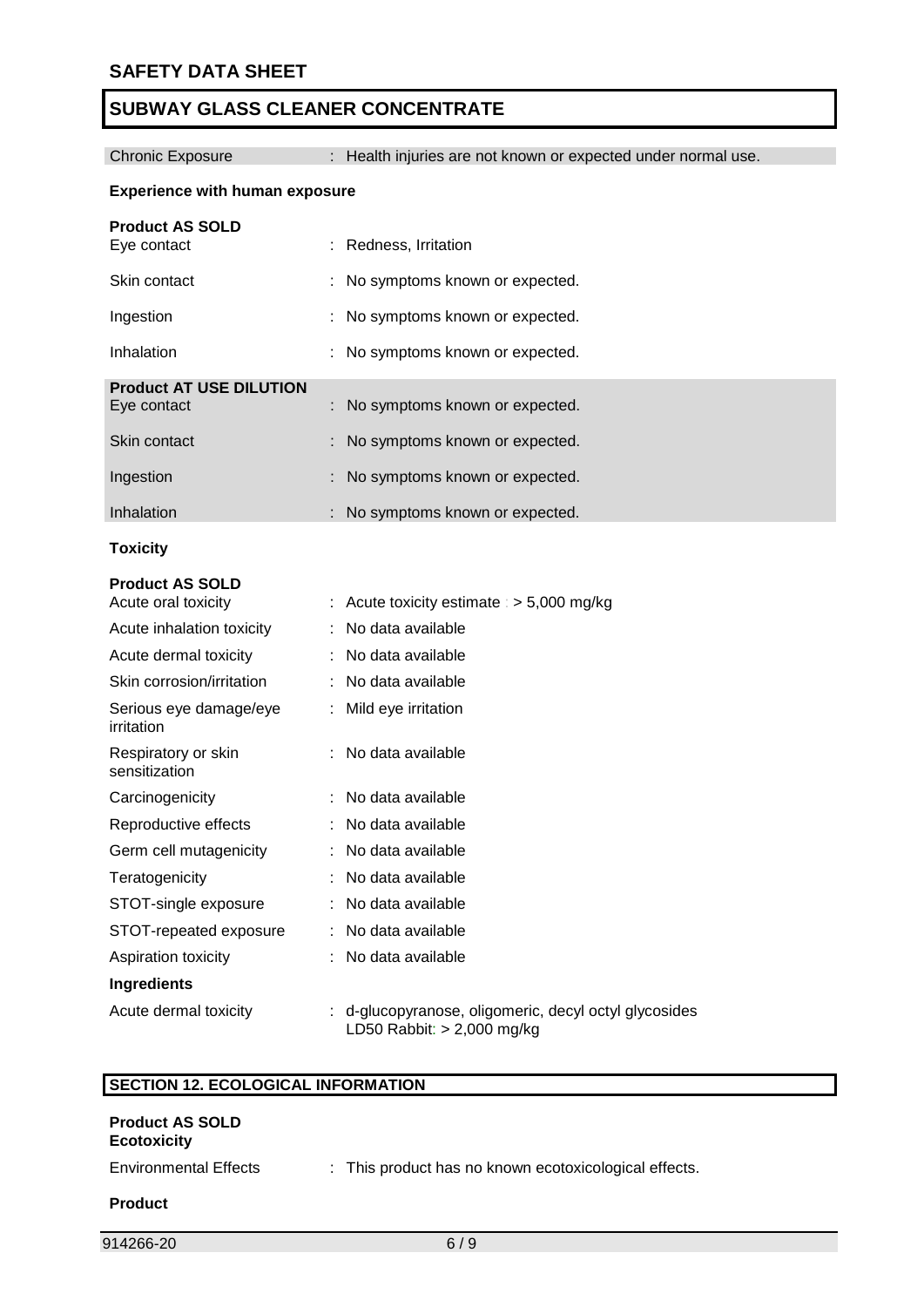| | |
|---|---|
| Chronic Exposure | : Health injuries are not known or expected under normal use. |

**Experience with human exposure**

**Product AS SOLD**

| | |
|---|---|
| Eye contact | : Redness, Irritation |
| Skin contact | : No symptoms known or expected. |
| Ingestion | : No symptoms known or expected. |
| Inhalation | : No symptoms known or expected. |

**Product AT USE DILUTION**

| | |
|---|---|
| Eye contact | : No symptoms known or expected. |
| Skin contact | : No symptoms known or expected. |
| Ingestion | : No symptoms known or expected. |
| Inhalation | : No symptoms known or expected. |

**Toxicity**

**Product AS SOLD**

| | |
|---|---|
| Acute oral toxicity | : Acute toxicity estimate : > 5,000 mg/kg |
| Acute inhalation toxicity | : No data available |
| Acute dermal toxicity | : No data available |
| Skin corrosion/irritation | : No data available |
| Serious eye damage/eye irritation | : Mild eye irritation |
| Respiratory or skin sensitization | : No data available |
| Carcinogenicity | : No data available |
| Reproductive effects | : No data available |
| Germ cell mutagenicity | : No data available |
| Teratogenicity | : No data available |
| STOT-single exposure | : No data available |
| STOT-repeated exposure | : No data available |
| Aspiration toxicity | : No data available |

**Ingredients**

| | |
|---|---|
| Acute dermal toxicity | : d-glucopyranose, oligomeric, decyl octyl glycosides<br>LD50 Rabbit: > 2,000 mg/kg |

## SECTION 12. ECOLOGICAL INFORMATION

**Product AS SOLD**
**Ecotoxicity**

| | |
|---|---|
| Environmental Effects | : This product has no known ecotoxicological effects. |

**Product**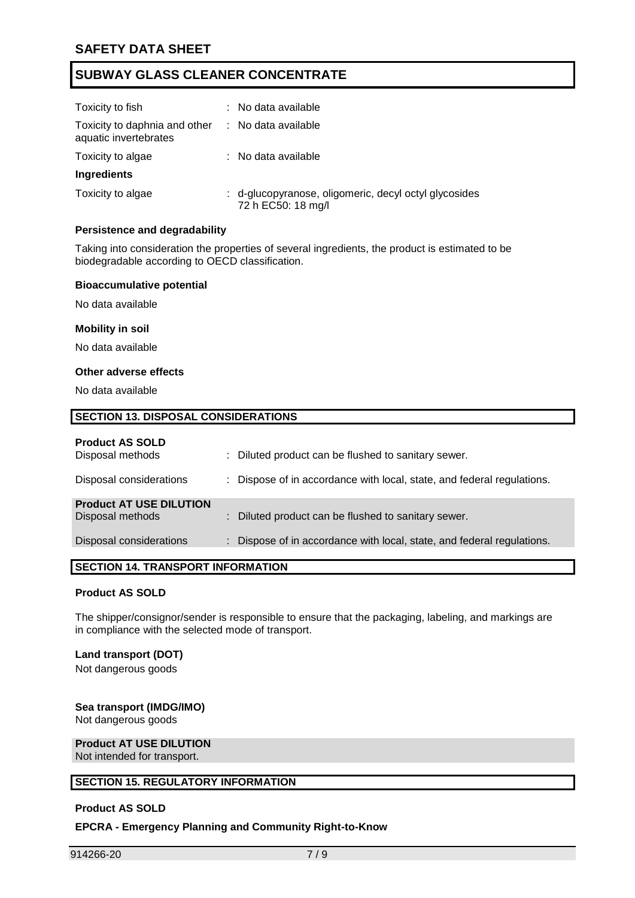| | |
|---|---|
| Toxicity to fish | : No data available |
| Toxicity to daphnia and other aquatic invertebrates | : No data available |
| Toxicity to algae | : No data available |
| **Ingredients** | |
| Toxicity to algae | : d-glucopyranose, oligomeric, decyl octyl glycosides<br>72 h EC50: 18 mg/l |

**Persistence and degradability**

Taking into consideration the properties of several ingredients, the product is estimated to be biodegradable according to OECD classification.

**Bioaccumulative potential**

No data available

**Mobility in soil**

No data available

**Other adverse effects**

No data available

## SECTION 13. DISPOSAL CONSIDERATIONS

**Product AS SOLD**

| | |
|---|---|
| Disposal methods | : Diluted product can be flushed to sanitary sewer. |
| Disposal considerations | : Dispose of in accordance with local, state, and federal regulations. |

**Product AT USE DILUTION**

| | |
|---|---|
| Disposal methods | : Diluted product can be flushed to sanitary sewer. |
| Disposal considerations | : Dispose of in accordance with local, state, and federal regulations. |

## SECTION 14. TRANSPORT INFORMATION

**Product AS SOLD**

The shipper/consignor/sender is responsible to ensure that the packaging, labeling, and markings are in compliance with the selected mode of transport.

**Land transport (DOT)**

Not dangerous goods

**Sea transport (IMDG/IMO)**

Not dangerous goods

**Product AT USE DILUTION**

Not intended for transport.

## SECTION 15. REGULATORY INFORMATION

**Product AS SOLD**

**EPCRA - Emergency Planning and Community Right-to-Know**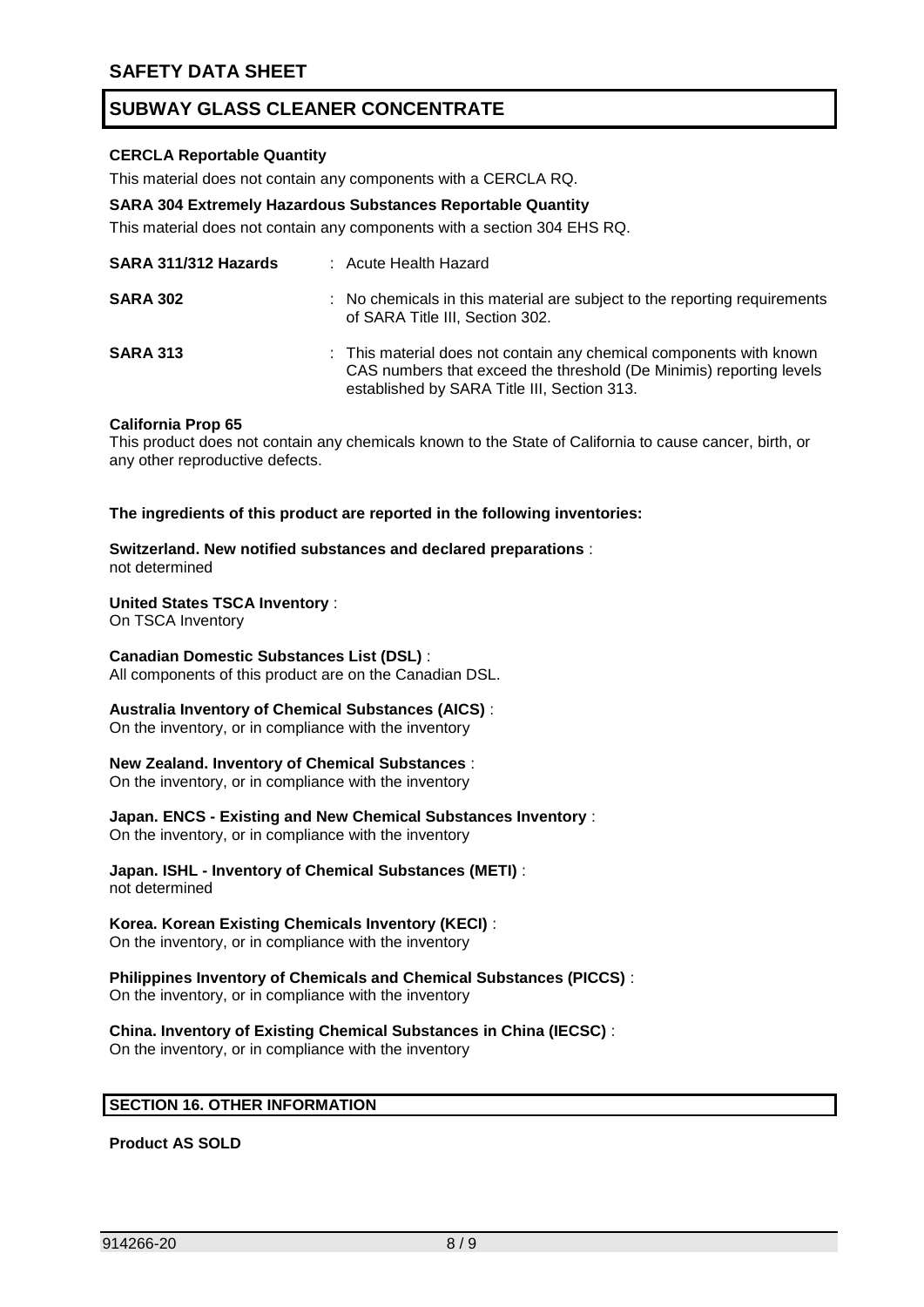**CERCLA Reportable Quantity**

This material does not contain any components with a CERCLA RQ.

**SARA 304 Extremely Hazardous Substances Reportable Quantity**

This material does not contain any components with a section 304 EHS RQ.

| | |
|---|---|
| **SARA 311/312 Hazards** | : Acute Health Hazard |
| **SARA 302** | : No chemicals in this material are subject to the reporting requirements of SARA Title III, Section 302. |
| **SARA 313** | : This material does not contain any chemical components with known CAS numbers that exceed the threshold (De Minimis) reporting levels established by SARA Title III, Section 313. |

**California Prop 65**

This product does not contain any chemicals known to the State of California to cause cancer, birth, or any other reproductive defects.

**The ingredients of this product are reported in the following inventories:**

**Switzerland. New notified substances and declared preparations** :
not determined

**United States TSCA Inventory** :
On TSCA Inventory

**Canadian Domestic Substances List (DSL)** :
All components of this product are on the Canadian DSL.

**Australia Inventory of Chemical Substances (AICS)** :
On the inventory, or in compliance with the inventory

**New Zealand. Inventory of Chemical Substances** :
On the inventory, or in compliance with the inventory

**Japan. ENCS - Existing and New Chemical Substances Inventory** :
On the inventory, or in compliance with the inventory

**Japan. ISHL - Inventory of Chemical Substances (METI)** :
not determined

**Korea. Korean Existing Chemicals Inventory (KECI)** :
On the inventory, or in compliance with the inventory

**Philippines Inventory of Chemicals and Chemical Substances (PICCS)** :
On the inventory, or in compliance with the inventory

**China. Inventory of Existing Chemical Substances in China (IECSC)** :
On the inventory, or in compliance with the inventory

## SECTION 16. OTHER INFORMATION

**Product AS SOLD**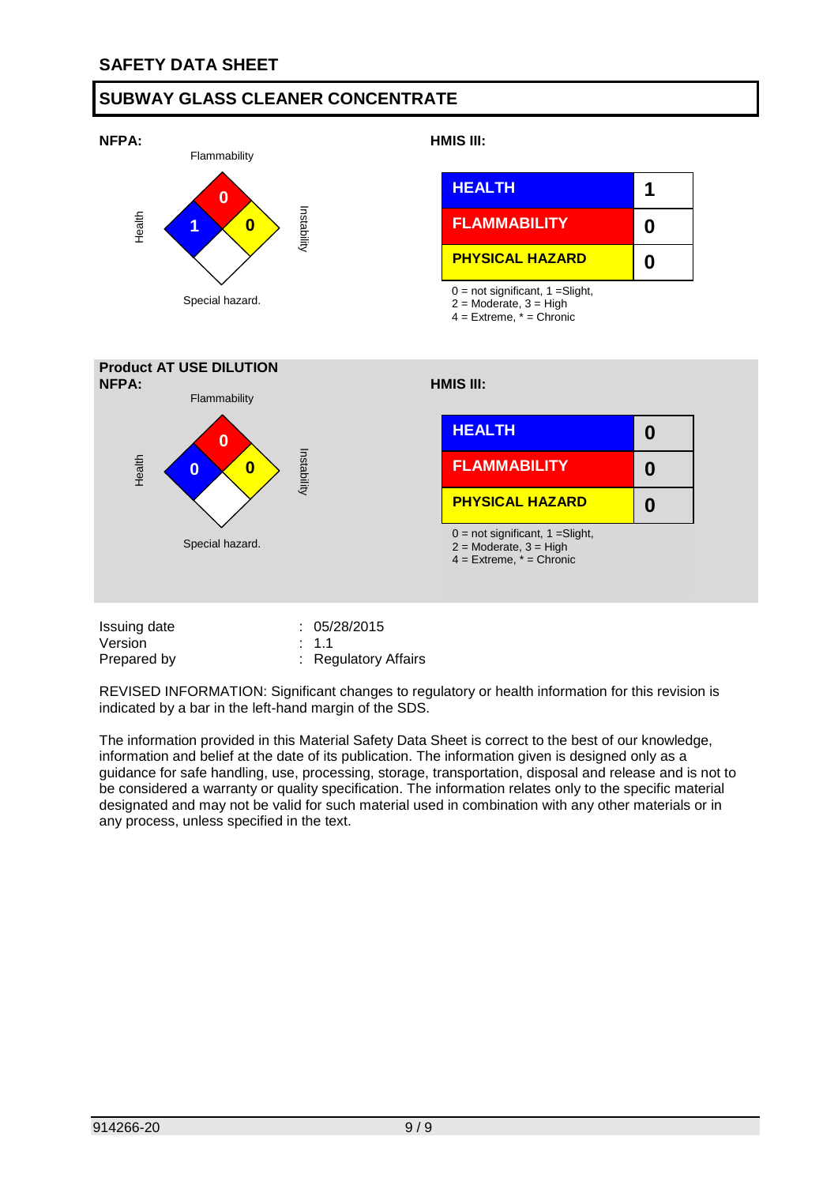## SAFETY DATA SHEET

## SUBWAY GLASS CLEANER CONCENTRATE

**NFPA:**

Flammability: 0
Health: 1
Instability: 0
Special hazard.

**HMIS III:**

| | |
|---|---|
| HEALTH | 1 |
| FLAMMABILITY | 0 |
| PHYSICAL HAZARD | 0 |

0 = not significant, 1 =Slight,
2 = Moderate, 3 = High
4 = Extreme, * = Chronic

**Product AT USE DILUTION**
**NFPA:**

Flammability: 0
Health: 0
Instability: 0
Special hazard.

**HMIS III:**

| | |
|---|---|
| HEALTH | 0 |
| FLAMMABILITY | 0 |
| PHYSICAL HAZARD | 0 |

0 = not significant, 1 =Slight,
2 = Moderate, 3 = High
4 = Extreme, * = Chronic

| | |
|---|---|
| Issuing date | : 05/28/2015 |
| Version | : 1.1 |
| Prepared by | : Regulatory Affairs |

REVISED INFORMATION: Significant changes to regulatory or health information for this revision is indicated by a bar in the left-hand margin of the SDS.

The information provided in this Material Safety Data Sheet is correct to the best of our knowledge, information and belief at the date of its publication. The information given is designed only as a guidance for safe handling, use, processing, storage, transportation, disposal and release and is not to be considered a warranty or quality specification. The information relates only to the specific material designated and may not be valid for such material used in combination with any other materials or in any process, unless specified in the text.

914266-20